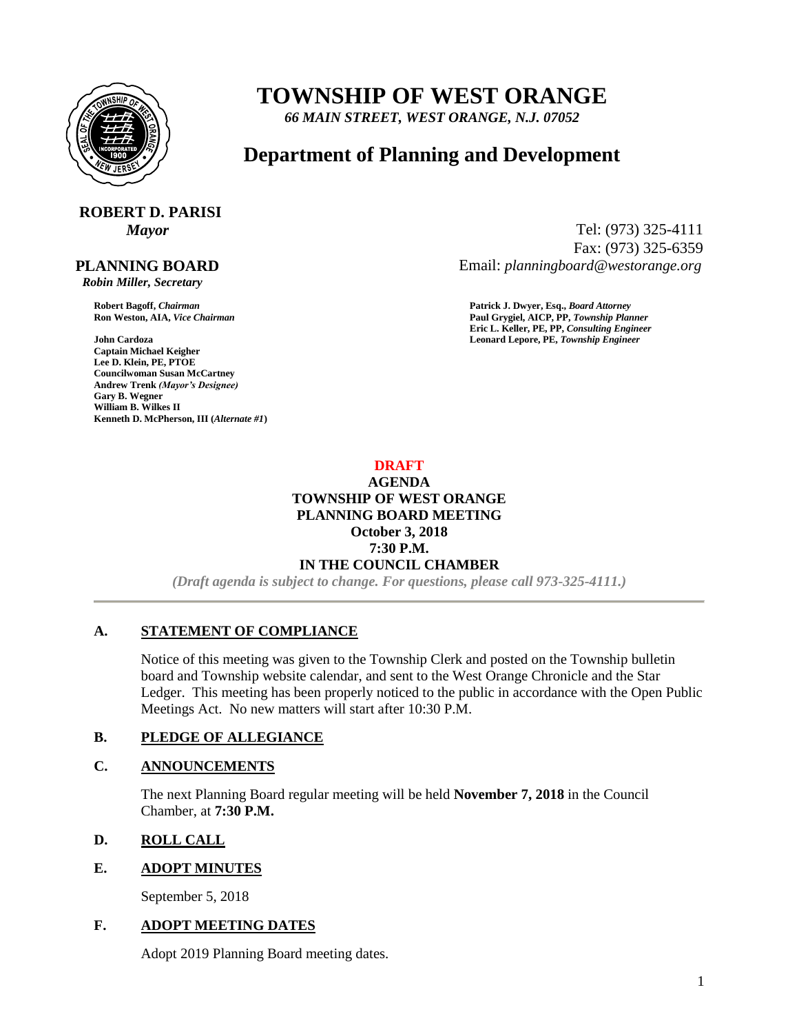# TOWNSHIP OF WEST ORANGE

*66 MAIN STREET, WEST ORANGE, N.J. 07052*

## Department of Planning and Development

**ROBERT D. PARISI**
*Mayor*

Tel: (973) 325-4111
Fax: (973) 325-6359
Email: *planningboard@westorange.org*

**PLANNING BOARD**
*Robin Miller, Secretary*

**Robert Bagoff,** ***Chairman***
**Ron Weston, AIA,** ***Vice Chairman***

**John Cardoza**
**Captain Michael Keigher**
**Lee D. Klein, PE, PTOE**
**Councilwoman Susan McCartney**
**Andrew Trenk** ***(Mayor's Designee)***
**Gary B. Wegner**
**William B. Wilkes II**
**Kenneth D. McPherson, III (*****Alternate #1*****)**

**Patrick J. Dwyer, Esq.,** ***Board Attorney***
**Paul Grygiel, AICP, PP,** ***Township Planner***
**Eric L. Keller, PE, PP,** ***Consulting Engineer***
**Leonard Lepore, PE,** ***Township Engineer***

**DRAFT**
**AGENDA**
**TOWNSHIP OF WEST ORANGE**
**PLANNING BOARD MEETING**
**October 3, 2018**
**7:30 P.M.**
**IN THE COUNCIL CHAMBER**

*(Draft agenda is subject to change. For questions, please call 973-325-4111.)*

---

**A. STATEMENT OF COMPLIANCE**

Notice of this meeting was given to the Township Clerk and posted on the Township bulletin board and Township website calendar, and sent to the West Orange Chronicle and the Star Ledger. This meeting has been properly noticed to the public in accordance with the Open Public Meetings Act. No new matters will start after 10:30 P.M.

**B. PLEDGE OF ALLEGIANCE**

**C. ANNOUNCEMENTS**

The next Planning Board regular meeting will be held **November 7, 2018** in the Council Chamber, at **7:30 P.M.**

**D. ROLL CALL**

**E. ADOPT MINUTES**

September 5, 2018

**F. ADOPT MEETING DATES**

Adopt 2019 Planning Board meeting dates.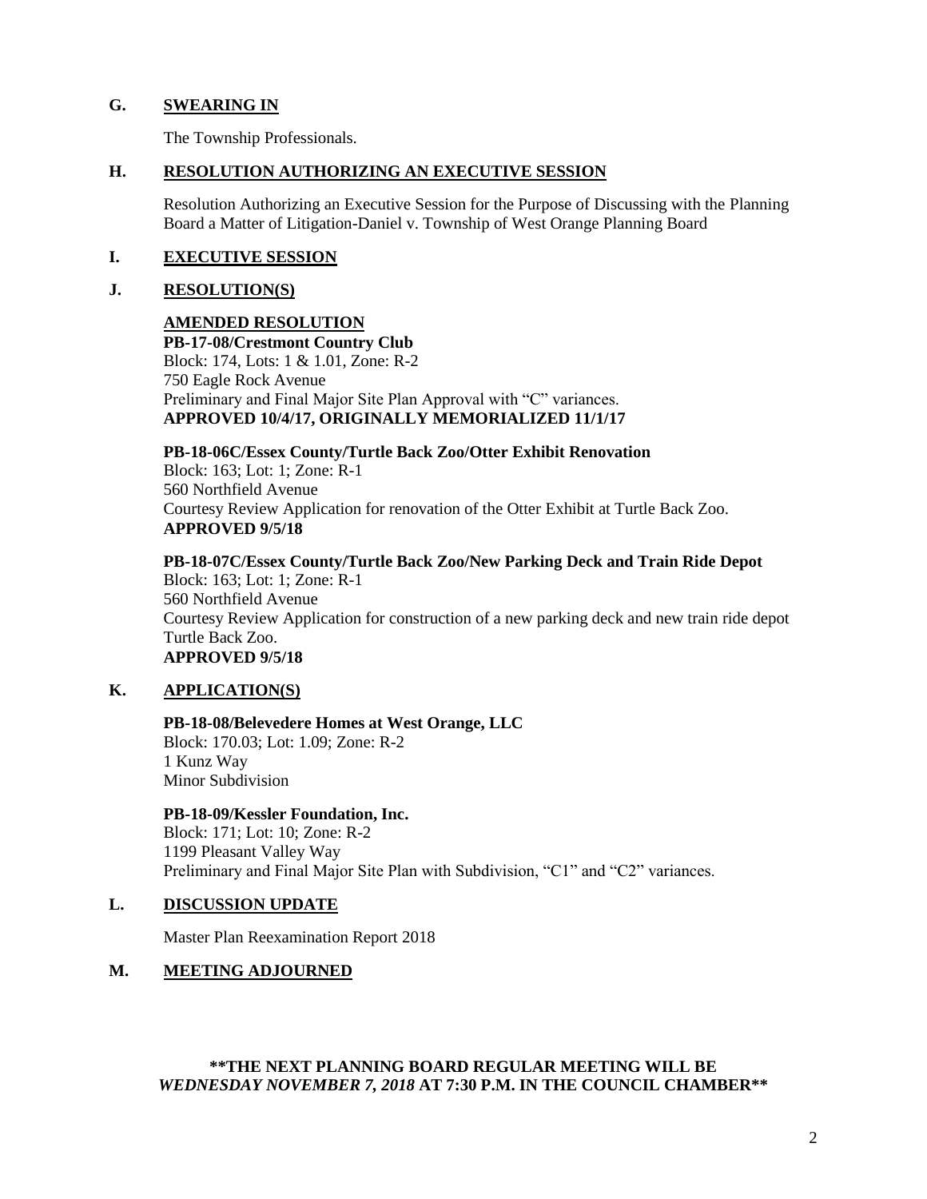## G. SWEARING IN

The Township Professionals.

## H. RESOLUTION AUTHORIZING AN EXECUTIVE SESSION

Resolution Authorizing an Executive Session for the Purpose of Discussing with the Planning Board a Matter of Litigation-Daniel v. Township of West Orange Planning Board

## I. EXECUTIVE SESSION

## J. RESOLUTION(S)

**AMENDED RESOLUTION**
**PB-17-08/Crestmont Country Club**
Block: 174, Lots: 1 & 1.01, Zone: R-2
750 Eagle Rock Avenue
Preliminary and Final Major Site Plan Approval with "C" variances.
**APPROVED 10/4/17, ORIGINALLY MEMORIALIZED 11/1/17**

**PB-18-06C/Essex County/Turtle Back Zoo/Otter Exhibit Renovation**
Block: 163; Lot: 1; Zone: R-1
560 Northfield Avenue
Courtesy Review Application for renovation of the Otter Exhibit at Turtle Back Zoo.
**APPROVED 9/5/18**

**PB-18-07C/Essex County/Turtle Back Zoo/New Parking Deck and Train Ride Depot**
Block: 163; Lot: 1; Zone: R-1
560 Northfield Avenue
Courtesy Review Application for construction of a new parking deck and new train ride depot Turtle Back Zoo.
**APPROVED 9/5/18**

## K. APPLICATION(S)

**PB-18-08/Belevedere Homes at West Orange, LLC**
Block: 170.03; Lot: 1.09; Zone: R-2
1 Kunz Way
Minor Subdivision

**PB-18-09/Kessler Foundation, Inc.**
Block: 171; Lot: 10; Zone: R-2
1199 Pleasant Valley Way
Preliminary and Final Major Site Plan with Subdivision, "C1" and "C2" variances.

## L. DISCUSSION UPDATE

Master Plan Reexamination Report 2018

## M. MEETING ADJOURNED

**\*\*THE NEXT PLANNING BOARD REGULAR MEETING WILL BE *WEDNESDAY NOVEMBER 7, 2018* AT 7:30 P.M. IN THE COUNCIL CHAMBER\*\***